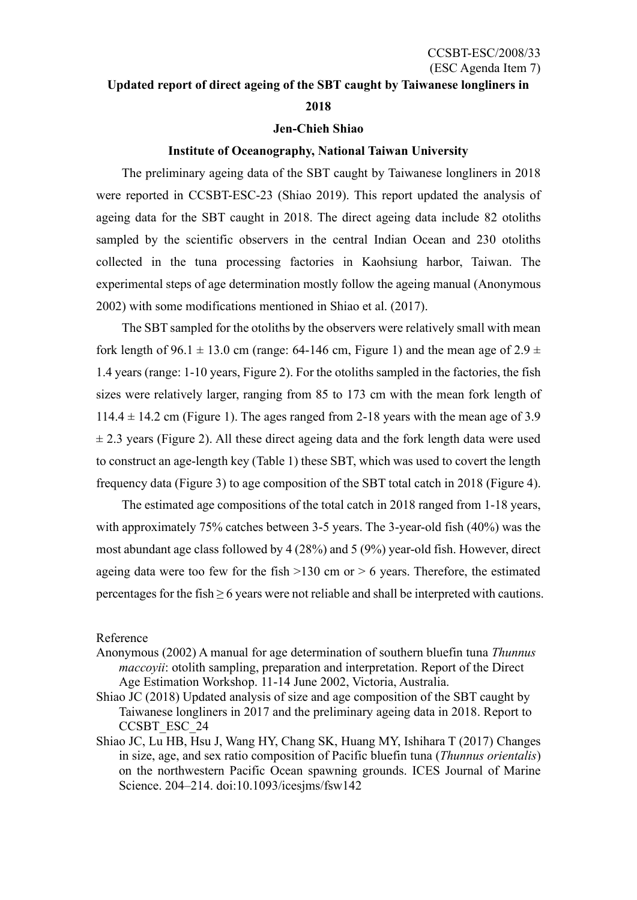CCSBT-ESC/2008/33
(ESC Agenda Item 7)

# Updated report of direct ageing of the SBT caught by Taiwanese longliners in 2018

**Jen-Chieh Shiao**

**Institute of Oceanography, National Taiwan University**

The preliminary ageing data of the SBT caught by Taiwanese longliners in 2018 were reported in CCSBT-ESC-23 (Shiao 2019). This report updated the analysis of ageing data for the SBT caught in 2018. The direct ageing data include 82 otoliths sampled by the scientific observers in the central Indian Ocean and 230 otoliths collected in the tuna processing factories in Kaohsiung harbor, Taiwan. The experimental steps of age determination mostly follow the ageing manual (Anonymous 2002) with some modifications mentioned in Shiao et al. (2017).

The SBT sampled for the otoliths by the observers were relatively small with mean fork length of 96.1 ± 13.0 cm (range: 64-146 cm, Figure 1) and the mean age of 2.9 ± 1.4 years (range: 1-10 years, Figure 2). For the otoliths sampled in the factories, the fish sizes were relatively larger, ranging from 85 to 173 cm with the mean fork length of 114.4 ± 14.2 cm (Figure 1). The ages ranged from 2-18 years with the mean age of 3.9 ± 2.3 years (Figure 2). All these direct ageing data and the fork length data were used to construct an age-length key (Table 1) these SBT, which was used to covert the length frequency data (Figure 3) to age composition of the SBT total catch in 2018 (Figure 4).

The estimated age compositions of the total catch in 2018 ranged from 1-18 years, with approximately 75% catches between 3-5 years. The 3-year-old fish (40%) was the most abundant age class followed by 4 (28%) and 5 (9%) year-old fish. However, direct ageing data were too few for the fish >130 cm or > 6 years. Therefore, the estimated percentages for the fish ≥ 6 years were not reliable and shall be interpreted with cautions.

## Reference

Anonymous (2002) A manual for age determination of southern bluefin tuna *Thunnus maccoyii*: otolith sampling, preparation and interpretation. Report of the Direct Age Estimation Workshop. 11-14 June 2002, Victoria, Australia.

Shiao JC (2018) Updated analysis of size and age composition of the SBT caught by Taiwanese longliners in 2017 and the preliminary ageing data in 2018. Report to CCSBT_ESC_24

Shiao JC, Lu HB, Hsu J, Wang HY, Chang SK, Huang MY, Ishihara T (2017) Changes in size, age, and sex ratio composition of Pacific bluefin tuna (*Thunnus orientalis*) on the northwestern Pacific Ocean spawning grounds. ICES Journal of Marine Science. 204–214. doi:10.1093/icesjms/fsw142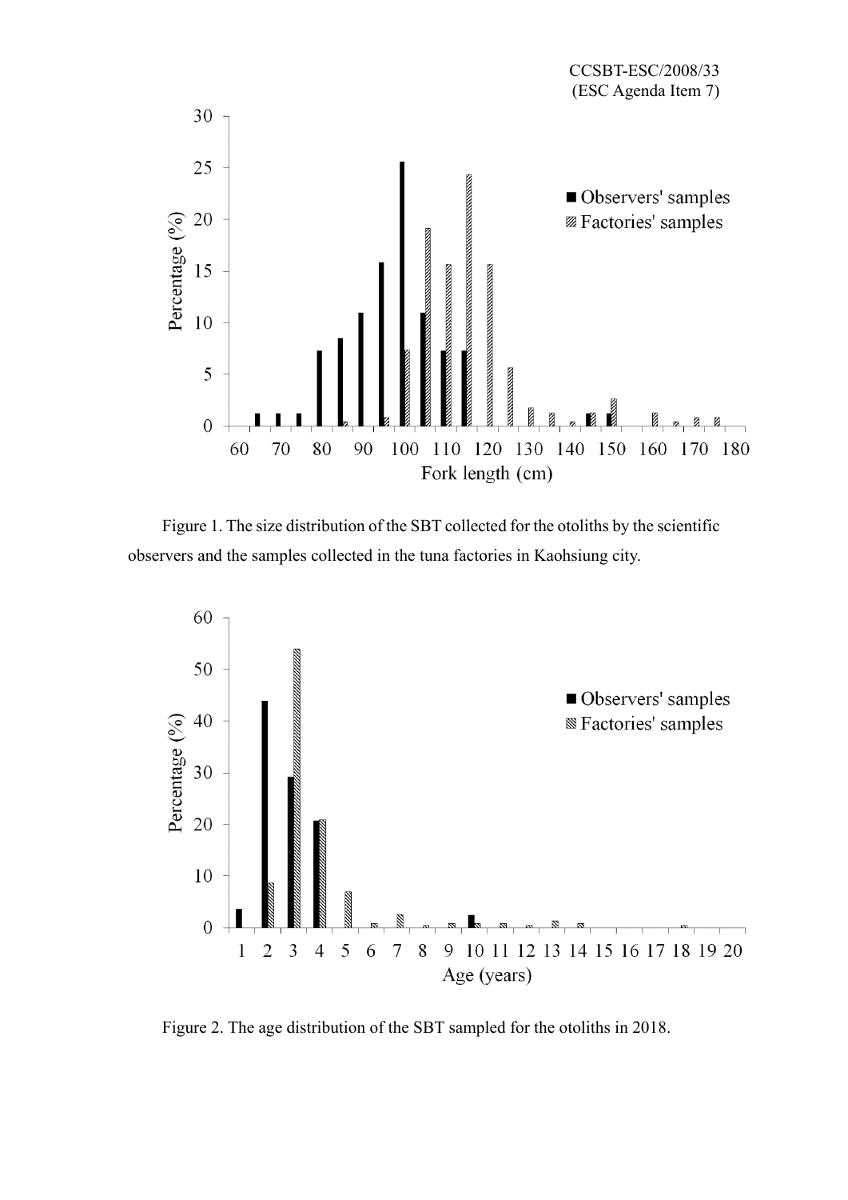Figure 1. The size distribution of the SBT collected for the otoliths by the scientific observers and the samples collected in the tuna factories in Kaohsiung city.

Figure 2. The age distribution of the SBT sampled for the otoliths in 2018.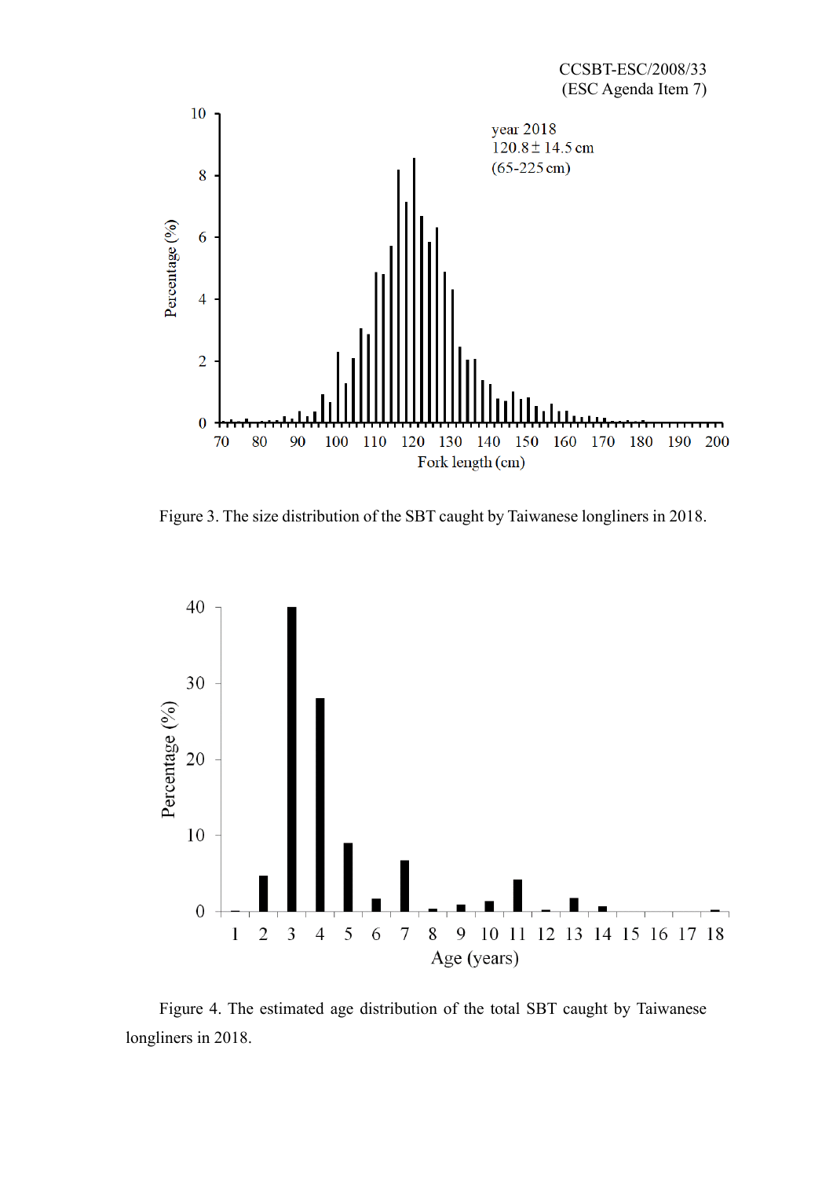Figure 3. The size distribution of the SBT caught by Taiwanese longliners in 2018.

Figure 4. The estimated age distribution of the total SBT caught by Taiwanese longliners in 2018.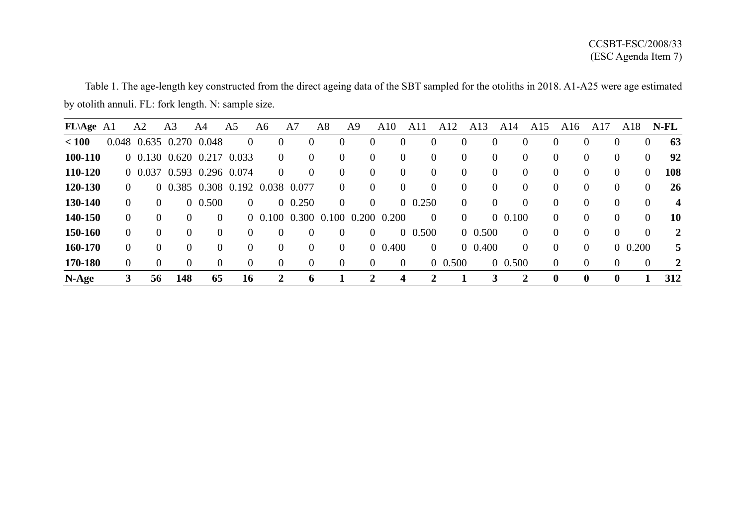Table 1. The age-length key constructed from the direct ageing data of the SBT sampled for the otoliths in 2018. A1-A25 were age estimated by otolith annuli. FL: fork length. N: sample size.

| FL\Age | A1 | A2 | A3 | A4 | A5 | A6 | A7 | A8 | A9 | A10 | A11 | A12 | A13 | A14 | A15 | A16 | A17 | A18 | N-FL |
|---|---|---|---|---|---|---|---|---|---|---|---|---|---|---|---|---|---|---|---|
| **< 100** | 0.048 | 0.635 | 0.270 | 0.048 | 0 | 0 | 0 | 0 | 0 | 0 | 0 | 0 | 0 | 0 | 0 | 0 | 0 | 0 | **63** |
| **100-110** | 0 | 0.130 | 0.620 | 0.217 | 0.033 | 0 | 0 | 0 | 0 | 0 | 0 | 0 | 0 | 0 | 0 | 0 | 0 | 0 | **92** |
| **110-120** | 0 | 0.037 | 0.593 | 0.296 | 0.074 | 0 | 0 | 0 | 0 | 0 | 0 | 0 | 0 | 0 | 0 | 0 | 0 | 0 | **108** |
| **120-130** | 0 | 0 | 0.385 | 0.308 | 0.192 | 0.038 | 0.077 | 0 | 0 | 0 | 0 | 0 | 0 | 0 | 0 | 0 | 0 | 0 | **26** |
| **130-140** | 0 | 0 | 0 | 0.500 | 0 | 0 | 0.250 | 0 | 0 | 0 | 0.250 | 0 | 0 | 0 | 0 | 0 | 0 | 0 | **4** |
| **140-150** | 0 | 0 | 0 | 0 | 0 | 0.100 | 0.300 | 0.100 | 0.200 | 0.200 | 0 | 0 | 0 | 0.100 | 0 | 0 | 0 | 0 | **10** |
| **150-160** | 0 | 0 | 0 | 0 | 0 | 0 | 0 | 0 | 0 | 0 | 0.500 | 0 | 0.500 | 0 | 0 | 0 | 0 | 0 | **2** |
| **160-170** | 0 | 0 | 0 | 0 | 0 | 0 | 0 | 0 | 0 | 0.400 | 0 | 0 | 0.400 | 0 | 0 | 0 | 0 | 0.200 | **5** |
| **170-180** | 0 | 0 | 0 | 0 | 0 | 0 | 0 | 0 | 0 | 0 | 0 | 0.500 | 0 | 0.500 | 0 | 0 | 0 | 0 | **2** |
| **N-Age** | **3** | **56** | **148** | **65** | **16** | **2** | **6** | **1** | **2** | **4** | **2** | **1** | **3** | **2** | **0** | **0** | **0** | **1** | **312** |